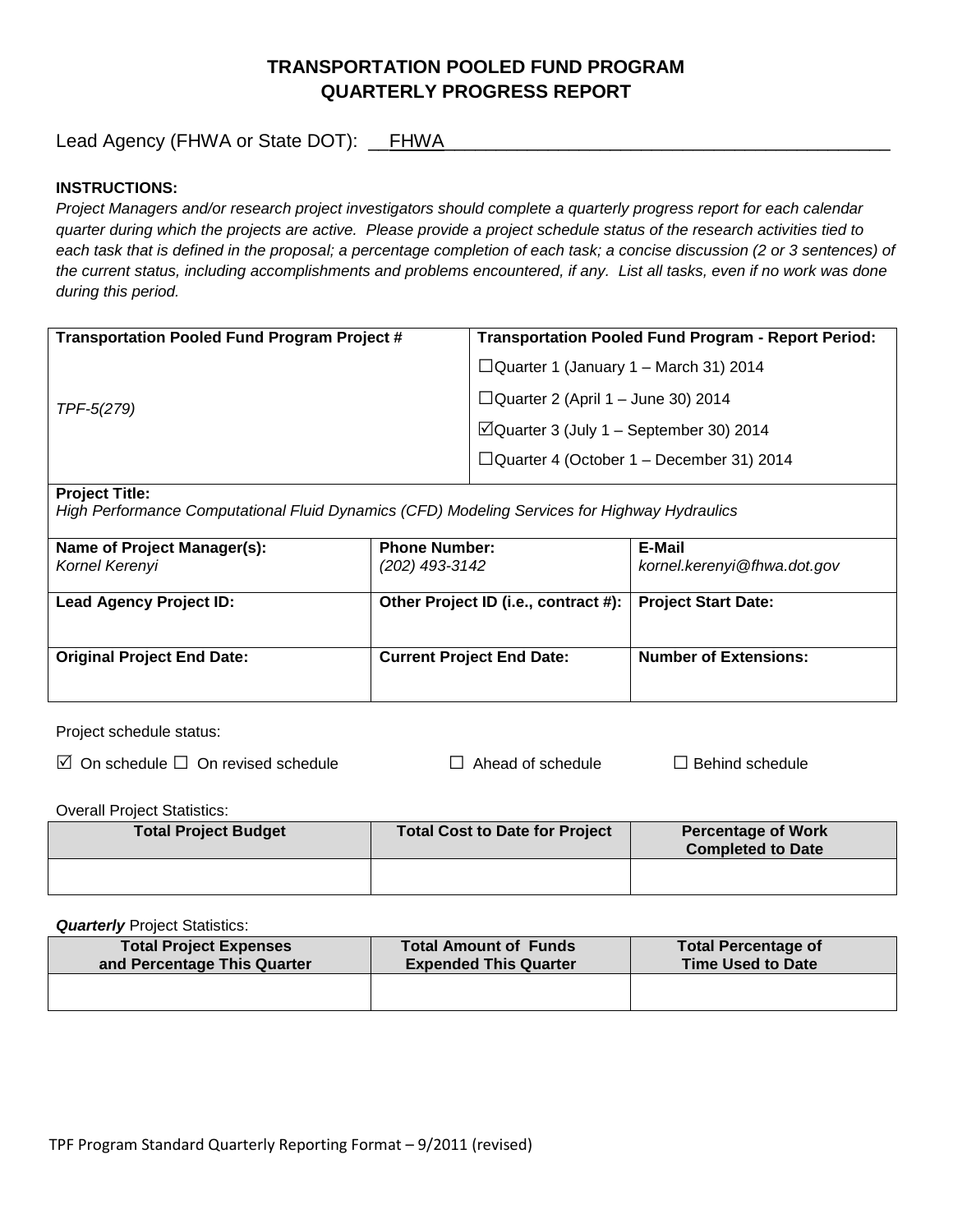# TRANSPORTATION POOLED FUND PROGRAM
# QUARTERLY PROGRESS REPORT

Lead Agency (FHWA or State DOT): __FHWA____________________________________________

**INSTRUCTIONS:**

*Project Managers and/or research project investigators should complete a quarterly progress report for each calendar quarter during which the projects are active. Please provide a project schedule status of the research activities tied to each task that is defined in the proposal; a percentage completion of each task; a concise discussion (2 or 3 sentences) of the current status, including accomplishments and problems encountered, if any. List all tasks, even if no work was done during this period.*

| **Transportation Pooled Fund Program Project #** | **Transportation Pooled Fund Program - Report Period:** |
|---|---|
| *TPF-5(279)* | ☐Quarter 1 (January 1 – March 31) 2014<br>☐Quarter 2 (April 1 – June 30) 2014<br>☑Quarter 3 (July 1 – September 30) 2014<br>☐Quarter 4 (October 1 – December 31) 2014 |

**Project Title:**
*High Performance Computational Fluid Dynamics (CFD) Modeling Services for Highway Hydraulics*

| **Name of Project Manager(s):** | **Phone Number:** | **E-Mail** |
|---|---|---|
| *Kornel Kerenyi* | *(202) 493-3142* | *kornel.kerenyi@fhwa.dot.gov* |
| **Lead Agency Project ID:** | **Other Project ID (i.e., contract #):** | **Project Start Date:** |
| | | |
| **Original Project End Date:** | **Current Project End Date:** | **Number of Extensions:** |
| | | |

Project schedule status:

☑ On schedule ☐ On revised schedule ☐ Ahead of schedule ☐ Behind schedule

Overall Project Statistics:

| Total Project Budget | Total Cost to Date for Project | Percentage of Work Completed to Date |
|---|---|---|
| | | |

***Quarterly*** Project Statistics:

| Total Project Expenses and Percentage This Quarter | Total Amount of Funds Expended This Quarter | Total Percentage of Time Used to Date |
|---|---|---|
| | | |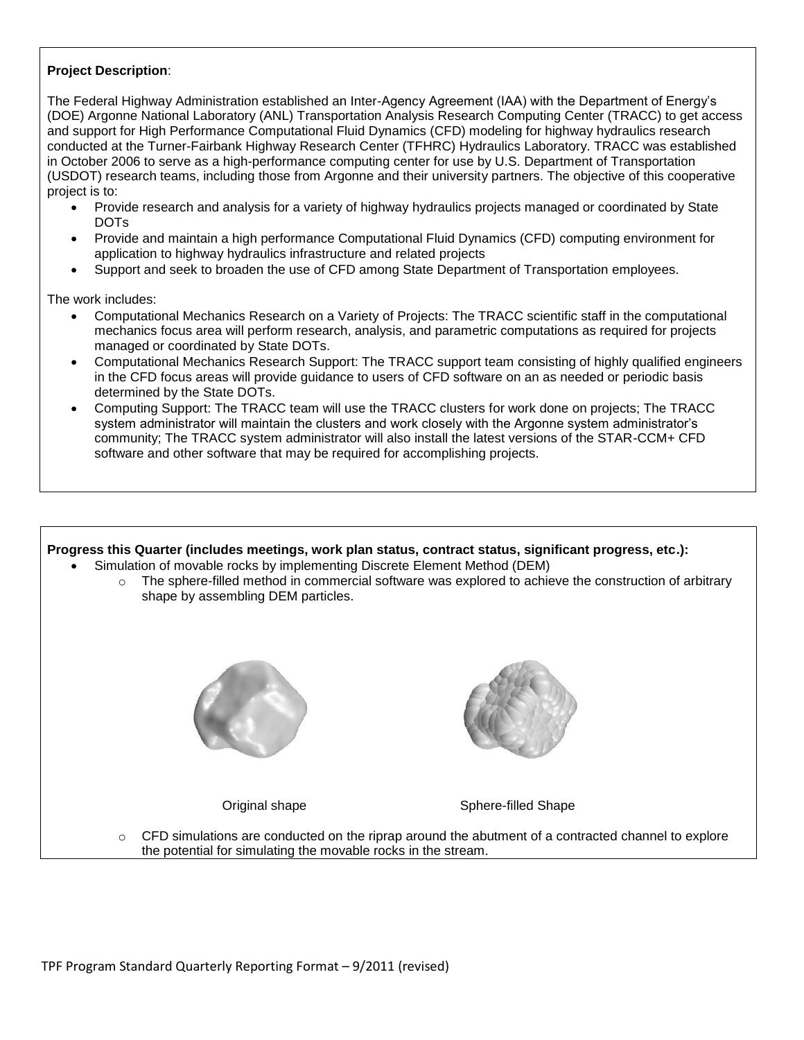**Project Description**:

The Federal Highway Administration established an Inter-Agency Agreement (IAA) with the Department of Energy's (DOE) Argonne National Laboratory (ANL) Transportation Analysis Research Computing Center (TRACC) to get access and support for High Performance Computational Fluid Dynamics (CFD) modeling for highway hydraulics research conducted at the Turner-Fairbank Highway Research Center (TFHRC) Hydraulics Laboratory. TRACC was established in October 2006 to serve as a high-performance computing center for use by U.S. Department of Transportation (USDOT) research teams, including those from Argonne and their university partners. The objective of this cooperative project is to:

- Provide research and analysis for a variety of highway hydraulics projects managed or coordinated by State DOTs
- Provide and maintain a high performance Computational Fluid Dynamics (CFD) computing environment for application to highway hydraulics infrastructure and related projects
- Support and seek to broaden the use of CFD among State Department of Transportation employees.

The work includes:

- Computational Mechanics Research on a Variety of Projects: The TRACC scientific staff in the computational mechanics focus area will perform research, analysis, and parametric computations as required for projects managed or coordinated by State DOTs.
- Computational Mechanics Research Support: The TRACC support team consisting of highly qualified engineers in the CFD focus areas will provide guidance to users of CFD software on an as needed or periodic basis determined by the State DOTs.
- Computing Support: The TRACC team will use the TRACC clusters for work done on projects; The TRACC system administrator will maintain the clusters and work closely with the Argonne system administrator's community; The TRACC system administrator will also install the latest versions of the STAR-CCM+ CFD software and other software that may be required for accomplishing projects.

**Progress this Quarter (includes meetings, work plan status, contract status, significant progress, etc.):**

- Simulation of movable rocks by implementing Discrete Element Method (DEM)
  - The sphere-filled method in commercial software was explored to achieve the construction of arbitrary shape by assembling DEM particles.

Original shape                Sphere-filled Shape

  - CFD simulations are conducted on the riprap around the abutment of a contracted channel to explore the potential for simulating the movable rocks in the stream.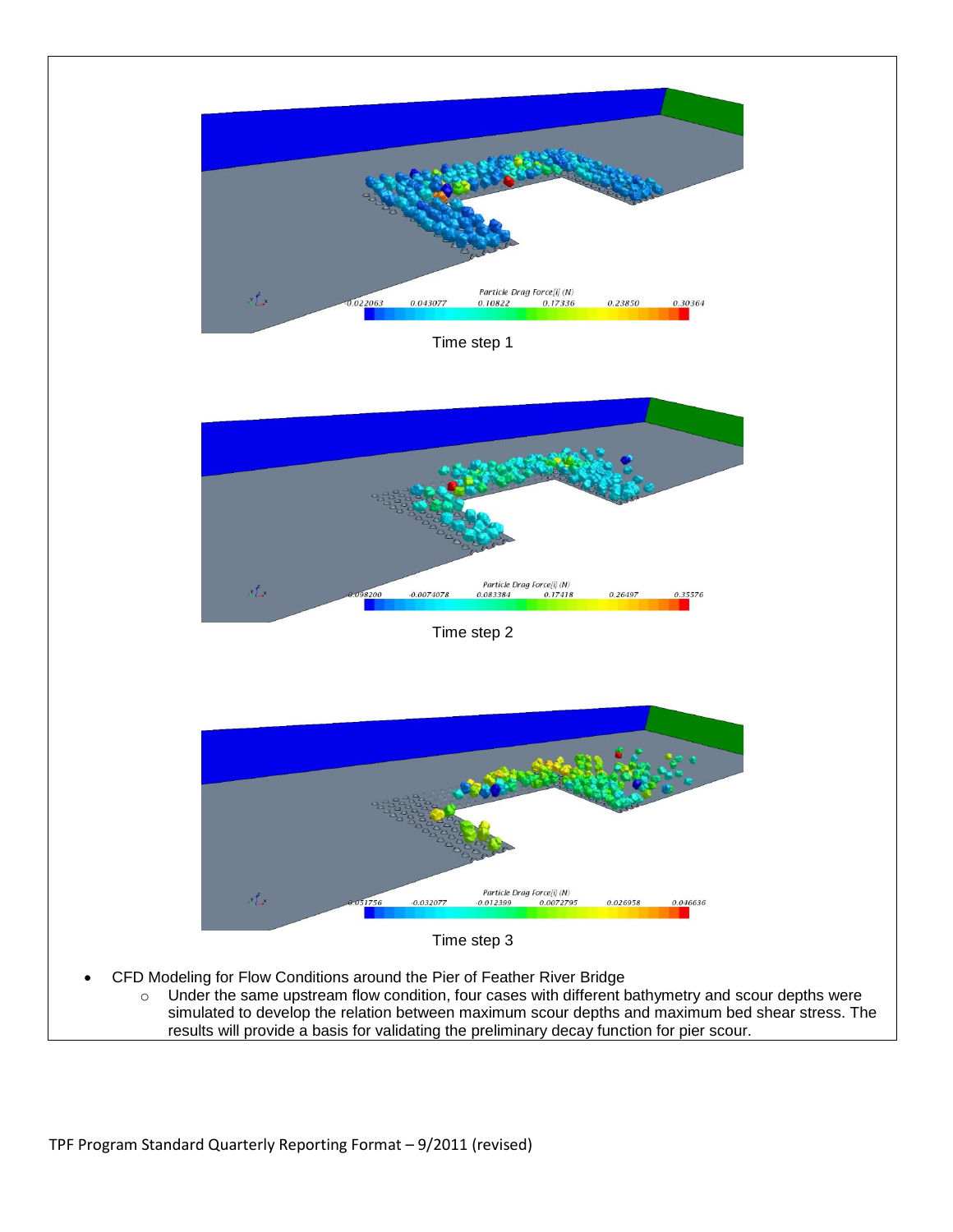Time step 1

Time step 2

Time step 3

- CFD Modeling for Flow Conditions around the Pier of Feather River Bridge
  - Under the same upstream flow condition, four cases with different bathymetry and scour depths were simulated to develop the relation between maximum scour depths and maximum bed shear stress. The results will provide a basis for validating the preliminary decay function for pier scour.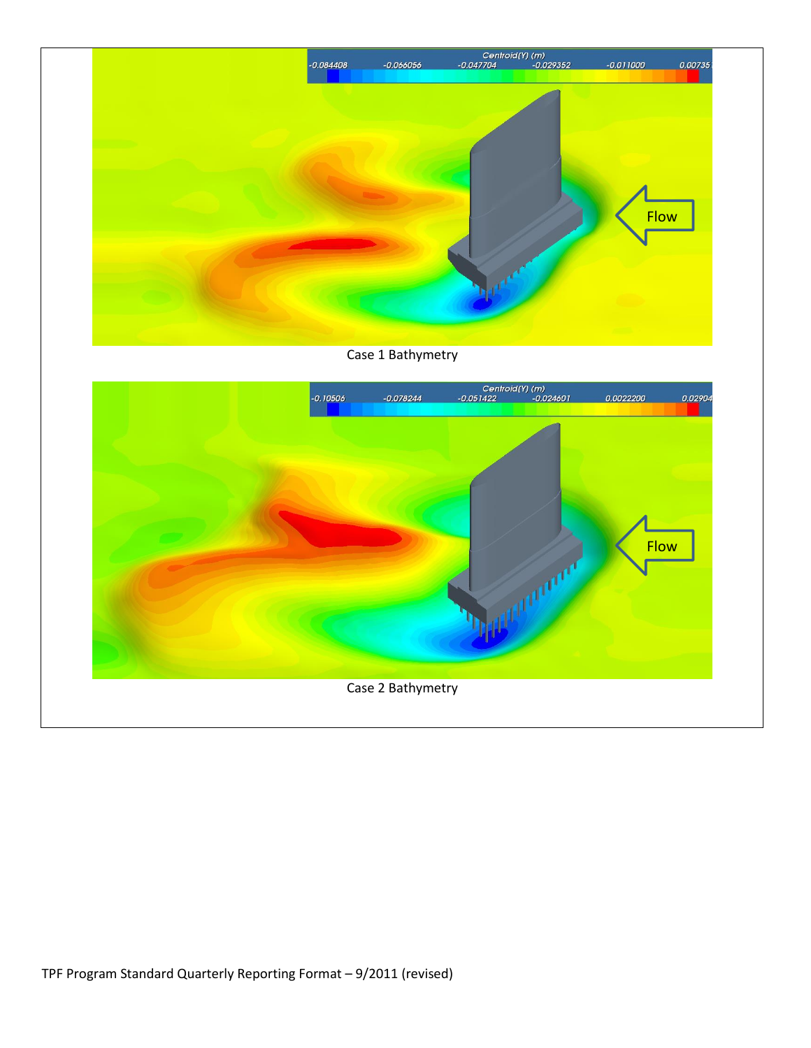Case 1 Bathymetry

Case 2 Bathymetry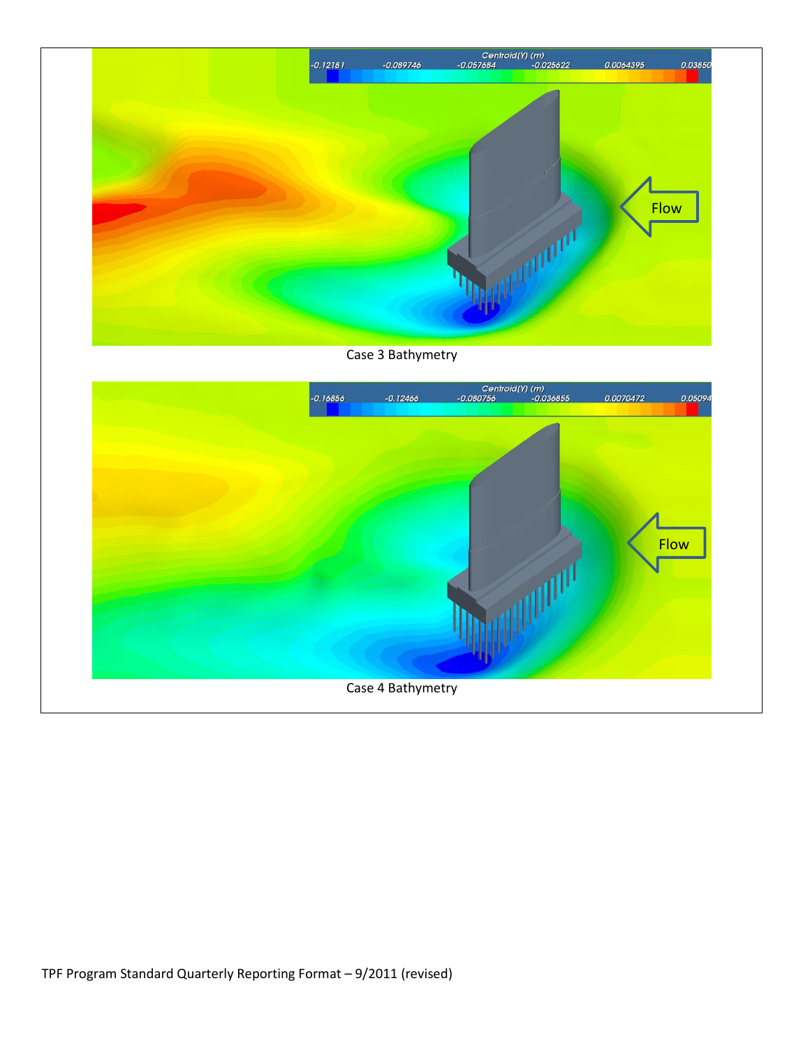Case 3 Bathymetry

Case 4 Bathymetry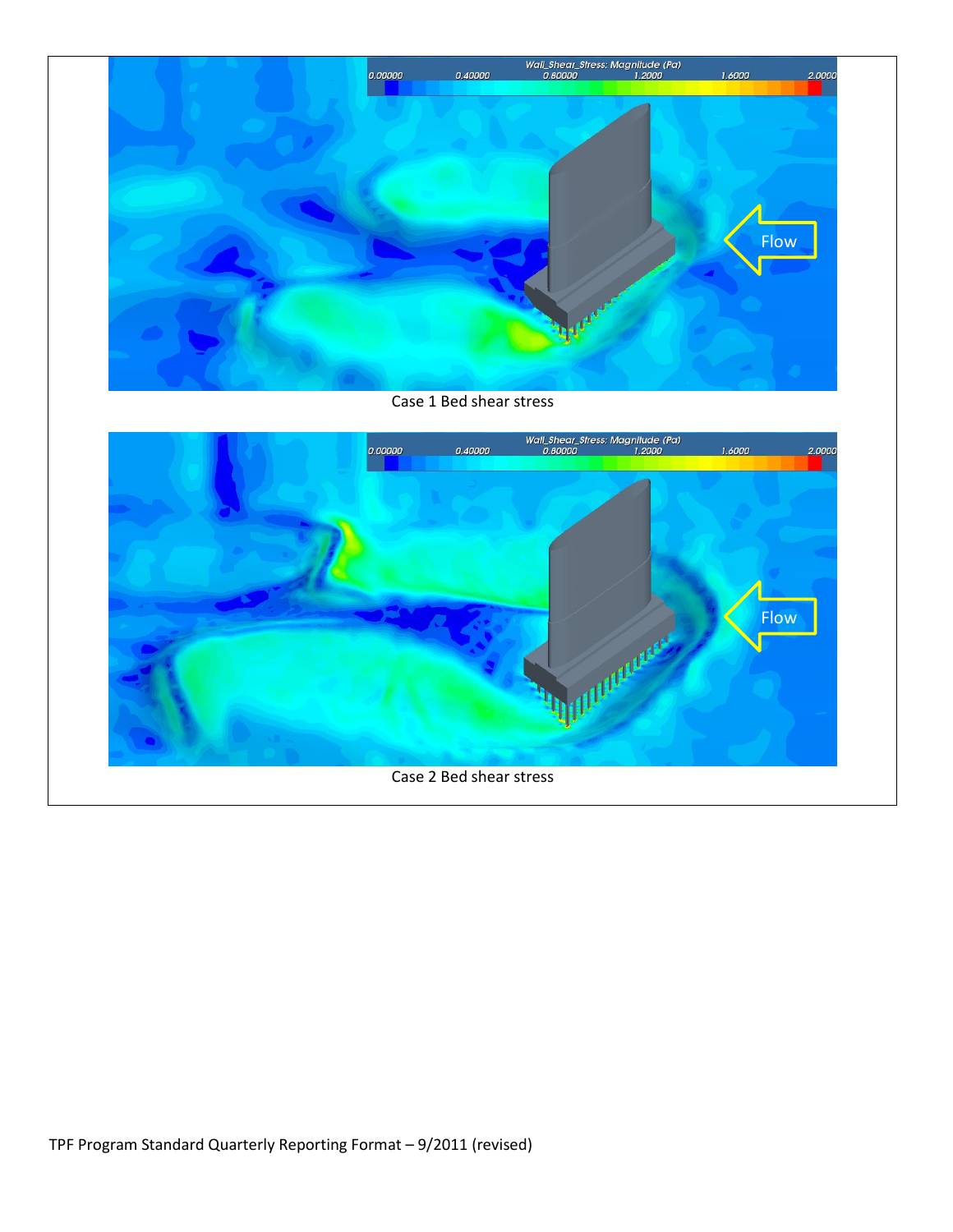Case 1 Bed shear stress

Case 2 Bed shear stress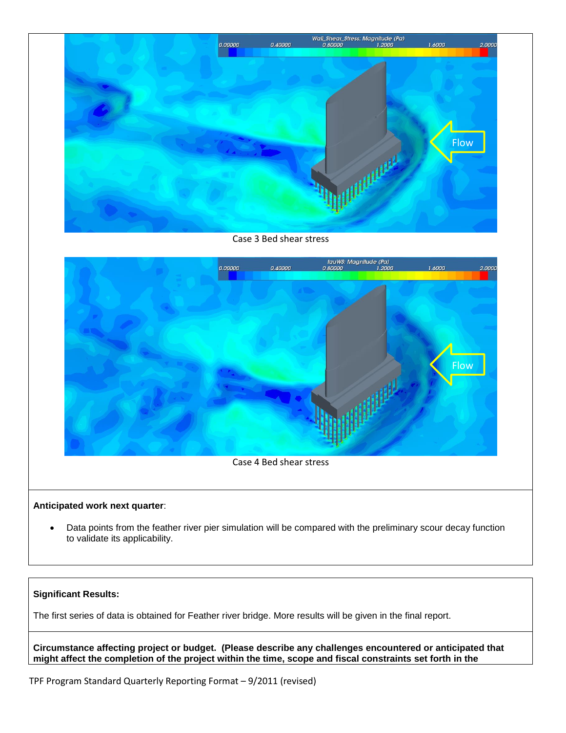Case 3 Bed shear stress

Case 4 Bed shear stress

**Anticipated work next quarter**:

- Data points from the feather river pier simulation will be compared with the preliminary scour decay function to validate its applicability.

**Significant Results:**

The first series of data is obtained for Feather river bridge. More results will be given in the final report.

**Circumstance affecting project or budget. (Please describe any challenges encountered or anticipated that might affect the completion of the project within the time, scope and fiscal constraints set forth in the**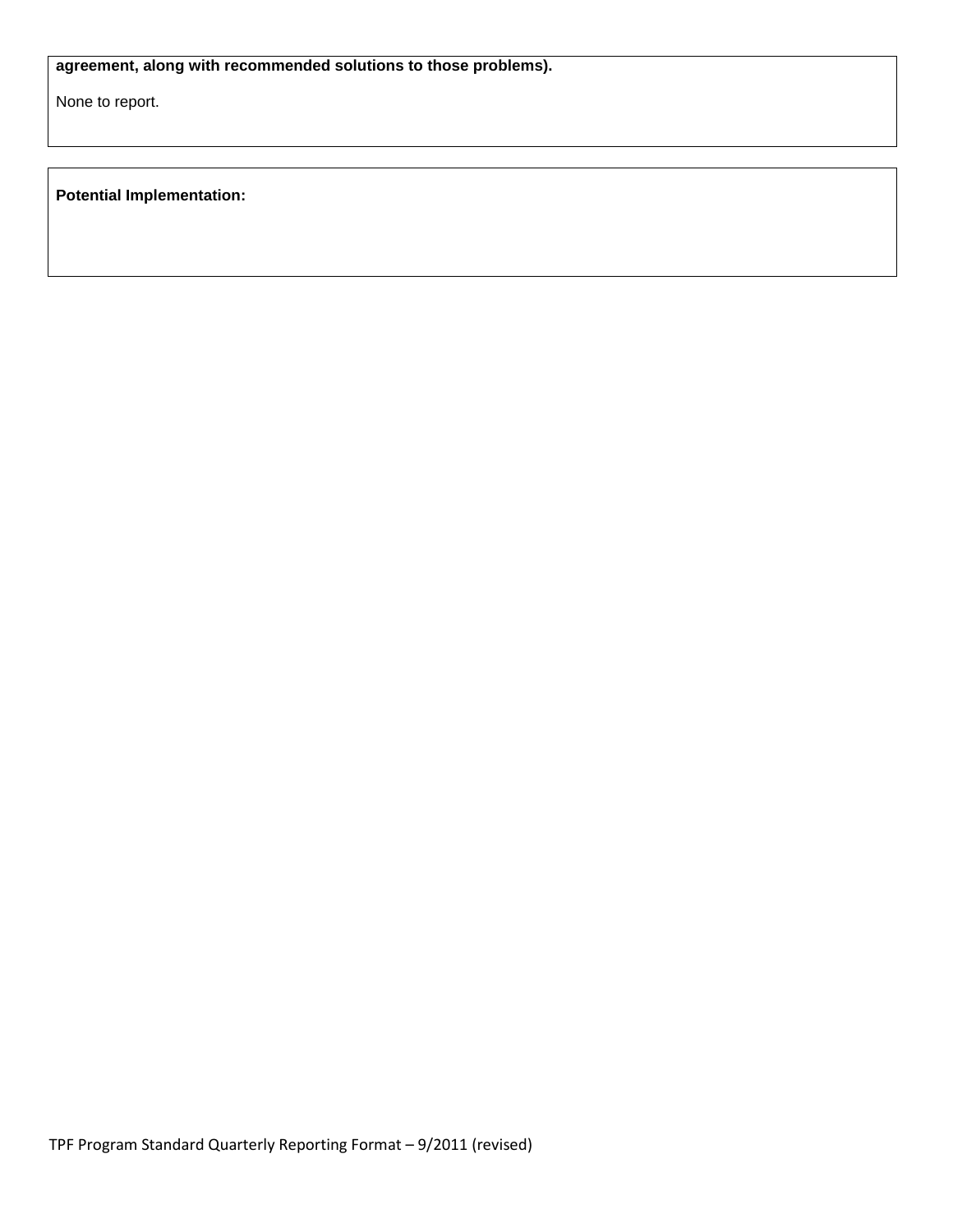**agreement, along with recommended solutions to those problems).**

None to report.

**Potential Implementation:**